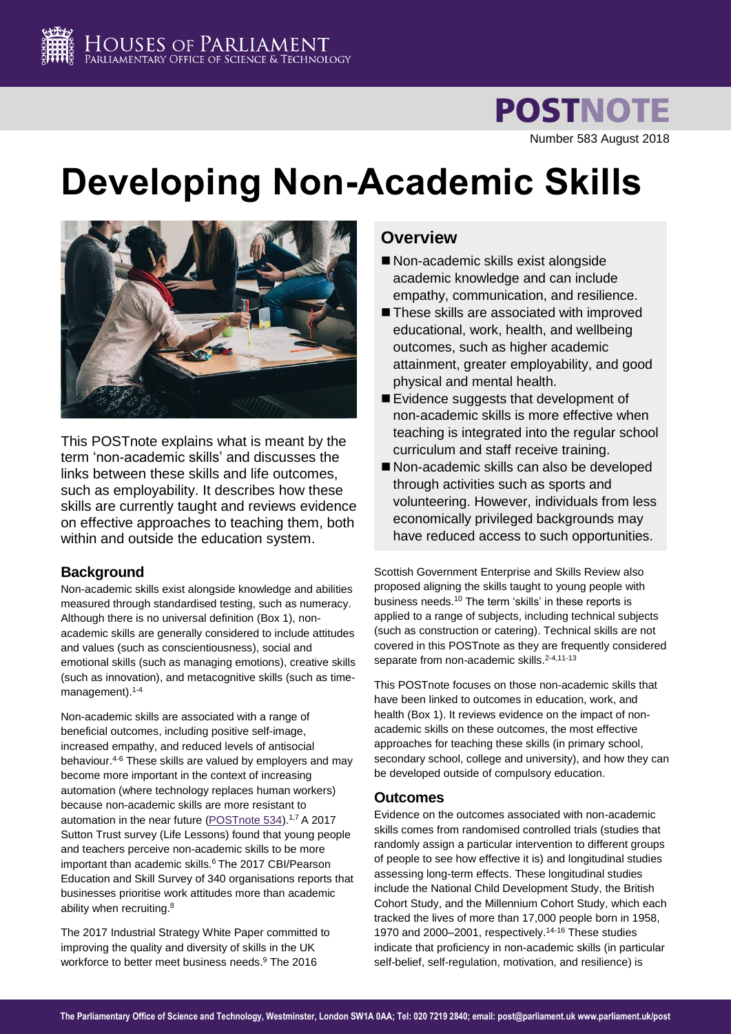# POSTNOTE

Number 583 August 2018

# Developing Non-Academic Skills

This POSTnote explains what is meant by the term 'non-academic skills' and discusses the links between these skills and life outcomes, such as employability. It describes how these skills are currently taught and reviews evidence on effective approaches to teaching them, both within and outside the education system.

## Overview

- Non-academic skills exist alongside academic knowledge and can include empathy, communication, and resilience.
- These skills are associated with improved educational, work, health, and wellbeing outcomes, such as higher academic attainment, greater employability, and good physical and mental health.
- Evidence suggests that development of non-academic skills is more effective when teaching is integrated into the regular school curriculum and staff receive training.
- Non-academic skills can also be developed through activities such as sports and volunteering. However, individuals from less economically privileged backgrounds may have reduced access to such opportunities.

## Background

Non-academic skills exist alongside knowledge and abilities measured through standardised testing, such as numeracy. Although there is no universal definition (Box 1), non-academic skills are generally considered to include attitudes and values (such as conscientiousness), social and emotional skills (such as managing emotions), creative skills (such as innovation), and metacognitive skills (such as time-management).[1-4]

Non-academic skills are associated with a range of beneficial outcomes, including positive self-image, increased empathy, and reduced levels of antisocial behaviour.[4-6] These skills are valued by employers and may become more important in the context of increasing automation (where technology replaces human workers) because non-academic skills are more resistant to automation in the near future (POSTnote 534).[1,7] A 2017 Sutton Trust survey (Life Lessons) found that young people and teachers perceive non-academic skills to be more important than academic skills.[6] The 2017 CBI/Pearson Education and Skill Survey of 340 organisations reports that businesses prioritise work attitudes more than academic ability when recruiting.[8]

The 2017 Industrial Strategy White Paper committed to improving the quality and diversity of skills in the UK workforce to better meet business needs.[9] The 2016 Scottish Government Enterprise and Skills Review also proposed aligning the skills taught to young people with business needs.[10] The term 'skills' in these reports is applied to a range of subjects, including technical subjects (such as construction or catering). Technical skills are not covered in this POSTnote as they are frequently considered separate from non-academic skills.[2-4,11-13]

This POSTnote focuses on those non-academic skills that have been linked to outcomes in education, work, and health (Box 1). It reviews evidence on the impact of non-academic skills on these outcomes, the most effective approaches for teaching these skills (in primary school, secondary school, college and university), and how they can be developed outside of compulsory education.

## Outcomes

Evidence on the outcomes associated with non-academic skills comes from randomised controlled trials (studies that randomly assign a particular intervention to different groups of people to see how effective it is) and longitudinal studies assessing long-term effects. These longitudinal studies include the National Child Development Study, the British Cohort Study, and the Millennium Cohort Study, which each tracked the lives of more than 17,000 people born in 1958, 1970 and 2000–2001, respectively.[14-16] These studies indicate that proficiency in non-academic skills (in particular self-belief, self-regulation, motivation, and resilience) is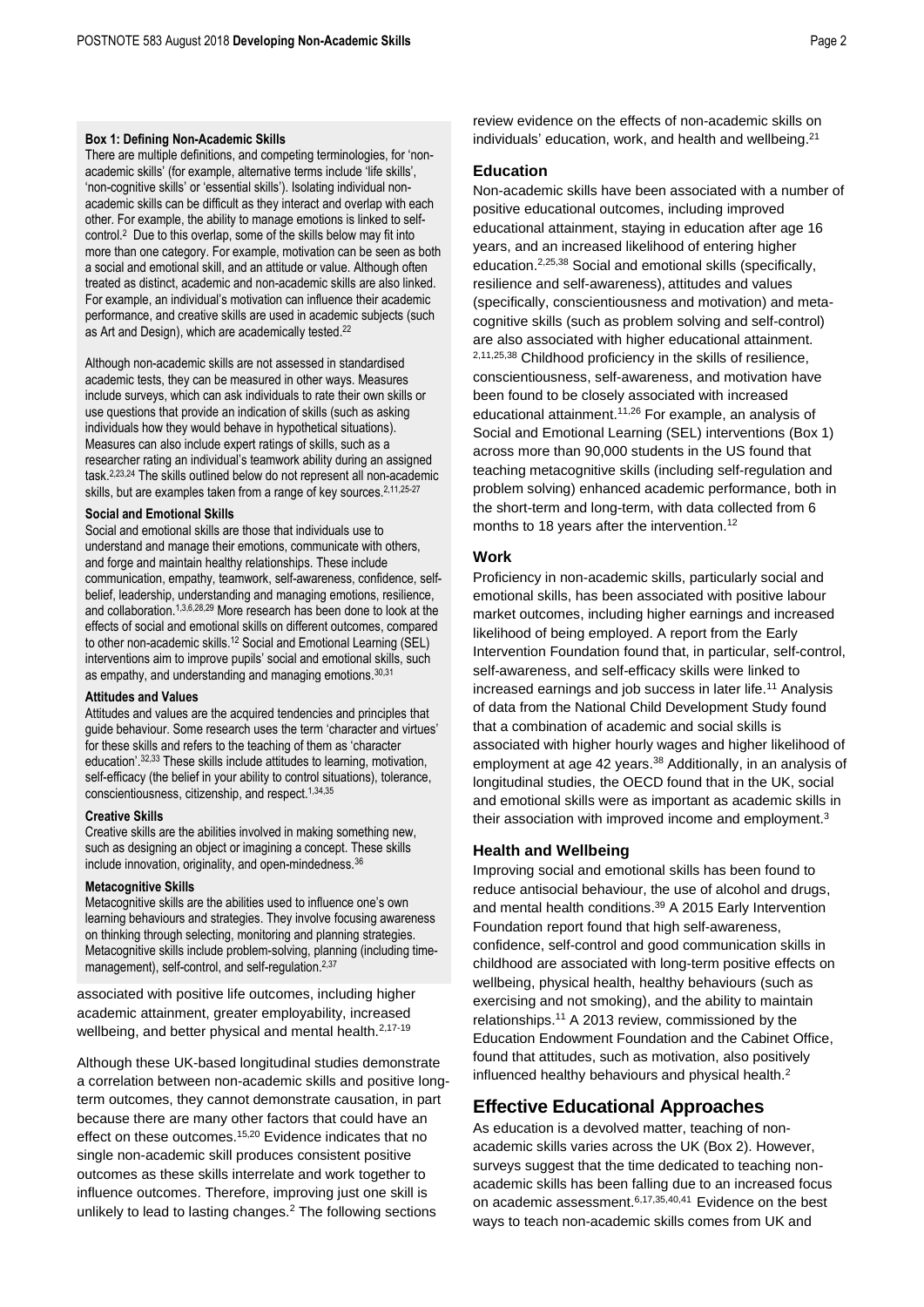**Box 1: Defining Non-Academic Skills**

There are multiple definitions, and competing terminologies, for 'non-academic skills' (for example, alternative terms include 'life skills', 'non-cognitive skills' or 'essential skills'). Isolating individual non-academic skills can be difficult as they interact and overlap with each other. For example, the ability to manage emotions is linked to self-control.[2] Due to this overlap, some of the skills below may fit into more than one category. For example, motivation can be seen as both a social and emotional skill, and an attitude or value. Although often treated as distinct, academic and non-academic skills are also linked. For example, an individual's motivation can influence their academic performance, and creative skills are used in academic subjects (such as Art and Design), which are academically tested.[22]

Although non-academic skills are not assessed in standardised academic tests, they can be measured in other ways. Measures include surveys, which can ask individuals to rate their own skills or use questions that provide an indication of skills (such as asking individuals how they would behave in hypothetical situations). Measures can also include expert ratings of skills, such as a researcher rating an individual's teamwork ability during an assigned task.[2,23,24] The skills outlined below do not represent all non-academic skills, but are examples taken from a range of key sources.[2,11,25-27]

**Social and Emotional Skills**

Social and emotional skills are those that individuals use to understand and manage their emotions, communicate with others, and forge and maintain healthy relationships. These include communication, empathy, teamwork, self-awareness, confidence, self-belief, leadership, understanding and managing emotions, resilience, and collaboration.[1,3,6,28,29] More research has been done to look at the effects of social and emotional skills on different outcomes, compared to other non-academic skills.[12] Social and Emotional Learning (SEL) interventions aim to improve pupils' social and emotional skills, such as empathy, and understanding and managing emotions.[30,31]

**Attitudes and Values**

Attitudes and values are the acquired tendencies and principles that guide behaviour. Some research uses the term 'character and virtues' for these skills and refers to the teaching of them as 'character education'.[32,33] These skills include attitudes to learning, motivation, self-efficacy (the belief in your ability to control situations), tolerance, conscientiousness, citizenship, and respect.[1,34,35]

**Creative Skills**

Creative skills are the abilities involved in making something new, such as designing an object or imagining a concept. These skills include innovation, originality, and open-mindedness.[36]

**Metacognitive Skills**

Metacognitive skills are the abilities used to influence one's own learning behaviours and strategies. They involve focusing awareness on thinking through selecting, monitoring and planning strategies. Metacognitive skills include problem-solving, planning (including time-management), self-control, and self-regulation.[2,37]

associated with positive life outcomes, including higher academic attainment, greater employability, increased wellbeing, and better physical and mental health.[2,17-19]

Although these UK-based longitudinal studies demonstrate a correlation between non-academic skills and positive long-term outcomes, they cannot demonstrate causation, in part because there are many other factors that could have an effect on these outcomes.[15,20] Evidence indicates that no single non-academic skill produces consistent positive outcomes as these skills interrelate and work together to influence outcomes. Therefore, improving just one skill is unlikely to lead to lasting changes.[2] The following sections review evidence on the effects of non-academic skills on individuals' education, work, and health and wellbeing.[21]

### Education

Non-academic skills have been associated with a number of positive educational outcomes, including improved educational attainment, staying in education after age 16 years, and an increased likelihood of entering higher education.[2,25,38] Social and emotional skills (specifically, resilience and self-awareness), attitudes and values (specifically, conscientiousness and motivation) and meta-cognitive skills (such as problem solving and self-control) are also associated with higher educational attainment.[2,11,25,38] Childhood proficiency in the skills of resilience, conscientiousness, self-awareness, and motivation have been found to be closely associated with increased educational attainment.[11,26] For example, an analysis of Social and Emotional Learning (SEL) interventions (Box 1) across more than 90,000 students in the US found that teaching metacognitive skills (including self-regulation and problem solving) enhanced academic performance, both in the short-term and long-term, with data collected from 6 months to 18 years after the intervention.[12]

### Work

Proficiency in non-academic skills, particularly social and emotional skills, has been associated with positive labour market outcomes, including higher earnings and increased likelihood of being employed. A report from the Early Intervention Foundation found that, in particular, self-control, self-awareness, and self-efficacy skills were linked to increased earnings and job success in later life.[11] Analysis of data from the National Child Development Study found that a combination of academic and social skills is associated with higher hourly wages and higher likelihood of employment at age 42 years.[38] Additionally, in an analysis of longitudinal studies, the OECD found that in the UK, social and emotional skills were as important as academic skills in their association with improved income and employment.[3]

### Health and Wellbeing

Improving social and emotional skills has been found to reduce antisocial behaviour, the use of alcohol and drugs, and mental health conditions.[39] A 2015 Early Intervention Foundation report found that high self-awareness, confidence, self-control and good communication skills in childhood are associated with long-term positive effects on wellbeing, physical health, healthy behaviours (such as exercising and not smoking), and the ability to maintain relationships.[11] A 2013 review, commissioned by the Education Endowment Foundation and the Cabinet Office, found that attitudes, such as motivation, also positively influenced healthy behaviours and physical health.[2]

## Effective Educational Approaches

As education is a devolved matter, teaching of non-academic skills varies across the UK (Box 2). However, surveys suggest that the time dedicated to teaching non-academic skills has been falling due to an increased focus on academic assessment.[6,17,35,40,41] Evidence on the best ways to teach non-academic skills comes from UK and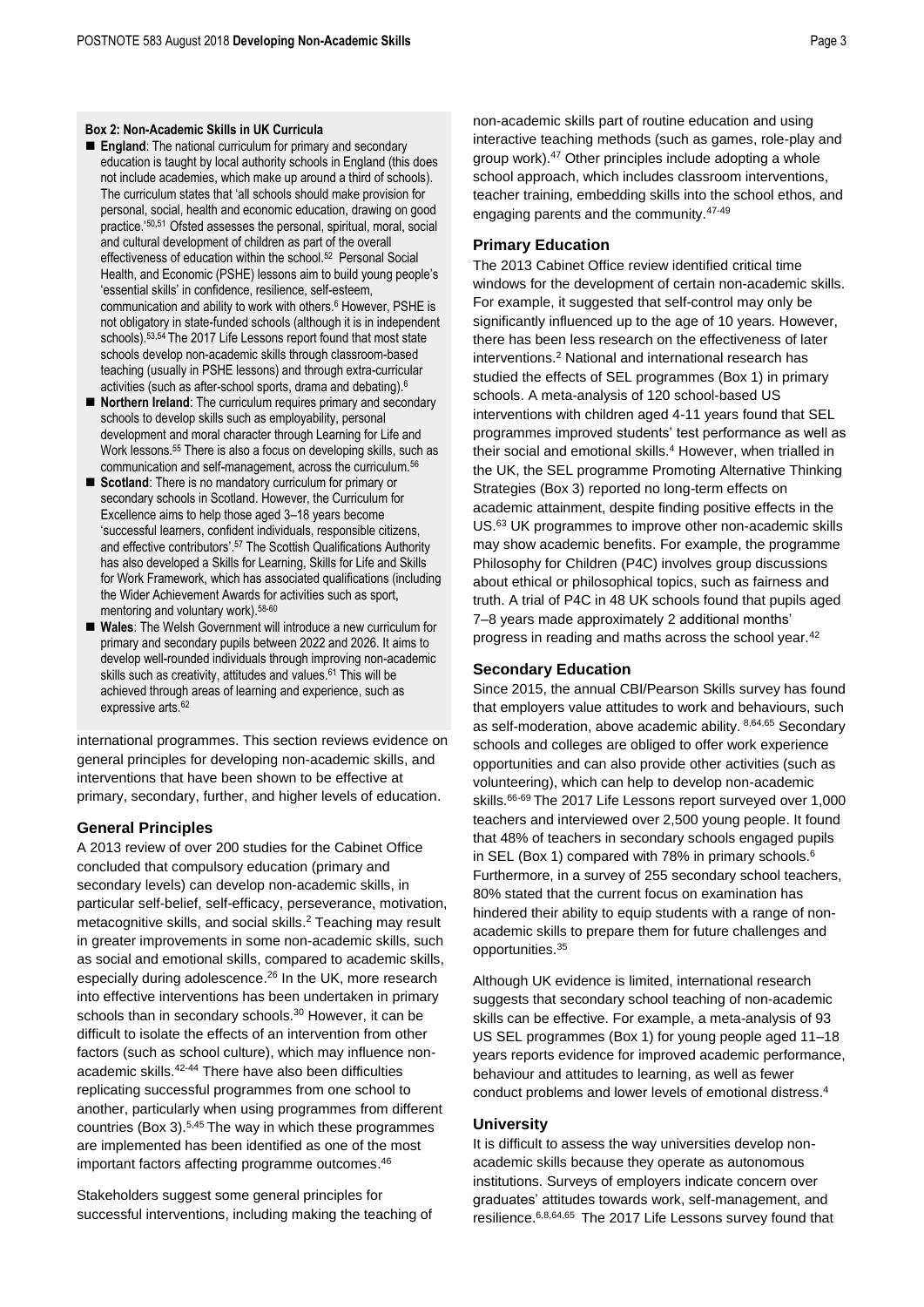**Box 2: Non-Academic Skills in UK Curricula**

- **England**: The national curriculum for primary and secondary education is taught by local authority schools in England (this does not include academies, which make up around a third of schools). The curriculum states that 'all schools should make provision for personal, social, health and economic education, drawing on good practice.'[50,51] Ofsted assesses the personal, spiritual, moral, social and cultural development of children as part of the overall effectiveness of education within the school.[52] Personal Social Health, and Economic (PSHE) lessons aim to build young people's 'essential skills' in confidence, resilience, self-esteem, communication and ability to work with others.[6] However, PSHE is not obligatory in state-funded schools (although it is in independent schools).[53,54] The 2017 Life Lessons report found that most state schools develop non-academic skills through classroom-based teaching (usually in PSHE lessons) and through extra-curricular activities (such as after-school sports, drama and debating).[6]
- **Northern Ireland**: The curriculum requires primary and secondary schools to develop skills such as employability, personal development and moral character through Learning for Life and Work lessons.[55] There is also a focus on developing skills, such as communication and self-management, across the curriculum.[56]
- **Scotland**: There is no mandatory curriculum for primary or secondary schools in Scotland. However, the Curriculum for Excellence aims to help those aged 3–18 years become 'successful learners, confident individuals, responsible citizens, and effective contributors'.[57] The Scottish Qualifications Authority has also developed a Skills for Learning, Skills for Life and Skills for Work Framework, which has associated qualifications (including the Wider Achievement Awards for activities such as sport, mentoring and voluntary work).[58-60]
- **Wales**: The Welsh Government will introduce a new curriculum for primary and secondary pupils between 2022 and 2026. It aims to develop well-rounded individuals through improving non-academic skills such as creativity, attitudes and values.[61] This will be achieved through areas of learning and experience, such as expressive arts.[62]

international programmes. This section reviews evidence on general principles for developing non-academic skills, and interventions that have been shown to be effective at primary, secondary, further, and higher levels of education.

### General Principles

A 2013 review of over 200 studies for the Cabinet Office concluded that compulsory education (primary and secondary levels) can develop non-academic skills, in particular self-belief, self-efficacy, perseverance, motivation, metacognitive skills, and social skills.[2] Teaching may result in greater improvements in some non-academic skills, such as social and emotional skills, compared to academic skills, especially during adolescence.[26] In the UK, more research into effective interventions has been undertaken in primary schools than in secondary schools.[30] However, it can be difficult to isolate the effects of an intervention from other factors (such as school culture), which may influence non-academic skills.[42-44] There have also been difficulties replicating successful programmes from one school to another, particularly when using programmes from different countries (Box 3).[5,45] The way in which these programmes are implemented has been identified as one of the most important factors affecting programme outcomes.[46]

Stakeholders suggest some general principles for successful interventions, including making the teaching of non-academic skills part of routine education and using interactive teaching methods (such as games, role-play and group work).[47] Other principles include adopting a whole school approach, which includes classroom interventions, teacher training, embedding skills into the school ethos, and engaging parents and the community.[47-49]

### Primary Education

The 2013 Cabinet Office review identified critical time windows for the development of certain non-academic skills. For example, it suggested that self-control may only be significantly influenced up to the age of 10 years. However, there has been less research on the effectiveness of later interventions.[2] National and international research has studied the effects of SEL programmes (Box 1) in primary schools. A meta-analysis of 120 school-based US interventions with children aged 4-11 years found that SEL programmes improved students' test performance as well as their social and emotional skills.[4] However, when trialled in the UK, the SEL programme Promoting Alternative Thinking Strategies (Box 3) reported no long-term effects on academic attainment, despite finding positive effects in the US.[63] UK programmes to improve other non-academic skills may show academic benefits. For example, the programme Philosophy for Children (P4C) involves group discussions about ethical or philosophical topics, such as fairness and truth. A trial of P4C in 48 UK schools found that pupils aged 7–8 years made approximately 2 additional months' progress in reading and maths across the school year.[42]

### Secondary Education

Since 2015, the annual CBI/Pearson Skills survey has found that employers value attitudes to work and behaviours, such as self-moderation, above academic ability.[8,64,65] Secondary schools and colleges are obliged to offer work experience opportunities and can also provide other activities (such as volunteering), which can help to develop non-academic skills.[66-69] The 2017 Life Lessons report surveyed over 1,000 teachers and interviewed over 2,500 young people. It found that 48% of teachers in secondary schools engaged pupils in SEL (Box 1) compared with 78% in primary schools.[6] Furthermore, in a survey of 255 secondary school teachers, 80% stated that the current focus on examination has hindered their ability to equip students with a range of non-academic skills to prepare them for future challenges and opportunities.[35]

Although UK evidence is limited, international research suggests that secondary school teaching of non-academic skills can be effective. For example, a meta-analysis of 93 US SEL programmes (Box 1) for young people aged 11–18 years reports evidence for improved academic performance, behaviour and attitudes to learning, as well as fewer conduct problems and lower levels of emotional distress.[4]

### University

It is difficult to assess the way universities develop non-academic skills because they operate as autonomous institutions. Surveys of employers indicate concern over graduates' attitudes towards work, self-management, and resilience.[6,8,64,65] The 2017 Life Lessons survey found that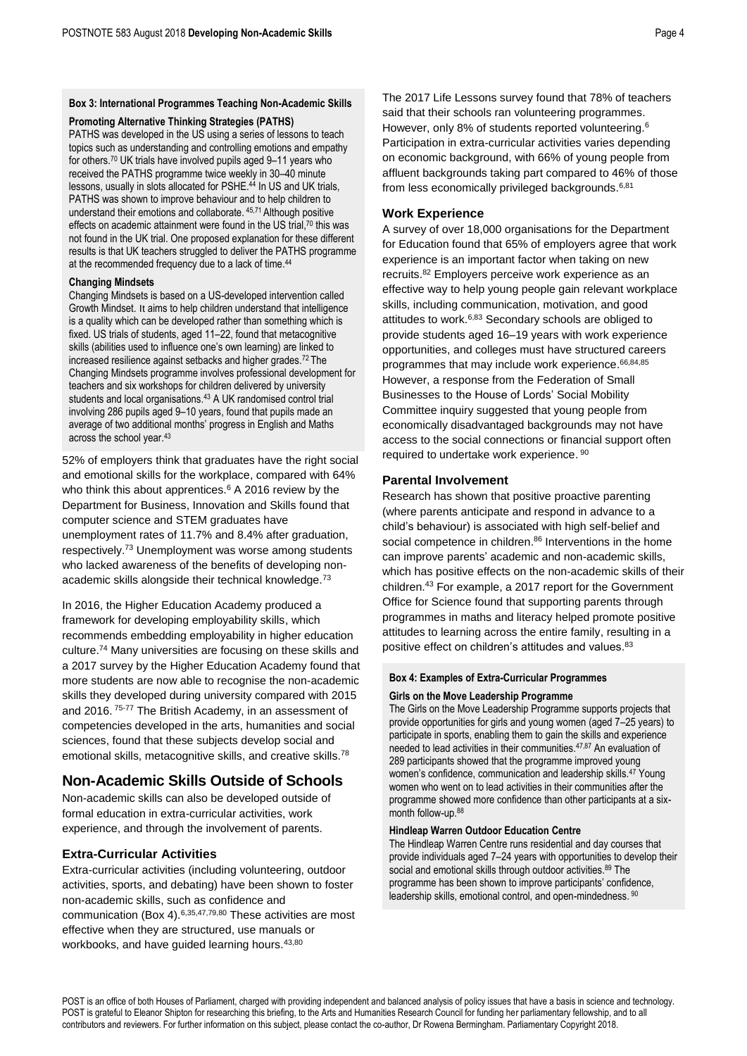**Box 3: International Programmes Teaching Non-Academic Skills**

**Promoting Alternative Thinking Strategies (PATHS)**

PATHS was developed in the US using a series of lessons to teach topics such as understanding and controlling emotions and empathy for others.[70] UK trials have involved pupils aged 9–11 years who received the PATHS programme twice weekly in 30–40 minute lessons, usually in slots allocated for PSHE.[44] In US and UK trials, PATHS was shown to improve behaviour and to help children to understand their emotions and collaborate.[45,71] Although positive effects on academic attainment were found in the US trial,[70] this was not found in the UK trial. One proposed explanation for these different results is that UK teachers struggled to deliver the PATHS programme at the recommended frequency due to a lack of time.[44]

**Changing Mindsets**

Changing Mindsets is based on a US-developed intervention called Growth Mindset. It aims to help children understand that intelligence is a quality which can be developed rather than something which is fixed. US trials of students, aged 11–22, found that metacognitive skills (abilities used to influence one's own learning) are linked to increased resilience against setbacks and higher grades.[72] The Changing Mindsets programme involves professional development for teachers and six workshops for children delivered by university students and local organisations.[43] A UK randomised control trial involving 286 pupils aged 9–10 years, found that pupils made an average of two additional months' progress in English and Maths across the school year.[43]

52% of employers think that graduates have the right social and emotional skills for the workplace, compared with 64% who think this about apprentices.[6] A 2016 review by the Department for Business, Innovation and Skills found that computer science and STEM graduates have unemployment rates of 11.7% and 8.4% after graduation, respectively.[73] Unemployment was worse among students who lacked awareness of the benefits of developing non-academic skills alongside their technical knowledge.[73]

In 2016, the Higher Education Academy produced a framework for developing employability skills, which recommends embedding employability in higher education culture.[74] Many universities are focusing on these skills and a 2017 survey by the Higher Education Academy found that more students are now able to recognise the non-academic skills they developed during university compared with 2015 and 2016.[75-77] The British Academy, in an assessment of competencies developed in the arts, humanities and social sciences, found that these subjects develop social and emotional skills, metacognitive skills, and creative skills.[78]

## Non-Academic Skills Outside of Schools

Non-academic skills can also be developed outside of formal education in extra-curricular activities, work experience, and through the involvement of parents.

### Extra-Curricular Activities

Extra-curricular activities (including volunteering, outdoor activities, sports, and debating) have been shown to foster non-academic skills, such as confidence and communication (Box 4).[6,35,47,79,80] These activities are most effective when they are structured, use manuals or workbooks, and have guided learning hours.[43,80]

The 2017 Life Lessons survey found that 78% of teachers said that their schools ran volunteering programmes. However, only 8% of students reported volunteering.[6] Participation in extra-curricular activities varies depending on economic background, with 66% of young people from affluent backgrounds taking part compared to 46% of those from less economically privileged backgrounds.[6,81]

### Work Experience

A survey of over 18,000 organisations for the Department for Education found that 65% of employers agree that work experience is an important factor when taking on new recruits.[82] Employers perceive work experience as an effective way to help young people gain relevant workplace skills, including communication, motivation, and good attitudes to work.[6,83] Secondary schools are obliged to provide students aged 16–19 years with work experience opportunities, and colleges must have structured careers programmes that may include work experience.[66,84,85] However, a response from the Federation of Small Businesses to the House of Lords' Social Mobility Committee inquiry suggested that young people from economically disadvantaged backgrounds may not have access to the social connections or financial support often required to undertake work experience.[90]

### Parental Involvement

Research has shown that positive proactive parenting (where parents anticipate and respond in advance to a child's behaviour) is associated with high self-belief and social competence in children.[86] Interventions in the home can improve parents' academic and non-academic skills, which has positive effects on the non-academic skills of their children.[43] For example, a 2017 report for the Government Office for Science found that supporting parents through programmes in maths and literacy helped promote positive attitudes to learning across the entire family, resulting in a positive effect on children's attitudes and values.[83]

**Box 4: Examples of Extra-Curricular Programmes**

**Girls on the Move Leadership Programme**

The Girls on the Move Leadership Programme supports projects that provide opportunities for girls and young women (aged 7–25 years) to participate in sports, enabling them to gain the skills and experience needed to lead activities in their communities.[47,87] An evaluation of 289 participants showed that the programme improved young women's confidence, communication and leadership skills.[47] Young women who went on to lead activities in their communities after the programme showed more confidence than other participants at a six-month follow-up.[88]

**Hindleap Warren Outdoor Education Centre**

The Hindleap Warren Centre runs residential and day courses that provide individuals aged 7–24 years with opportunities to develop their social and emotional skills through outdoor activities.[89] The programme has been shown to improve participants' confidence, leadership skills, emotional control, and open-mindedness.[90]

POST is an office of both Houses of Parliament, charged with providing independent and balanced analysis of policy issues that have a basis in science and technology. POST is grateful to Eleanor Shipton for researching this briefing, to the Arts and Humanities Research Council for funding her parliamentary fellowship, and to all contributors and reviewers. For further information on this subject, please contact the co-author, Dr Rowena Bermingham. Parliamentary Copyright 2018.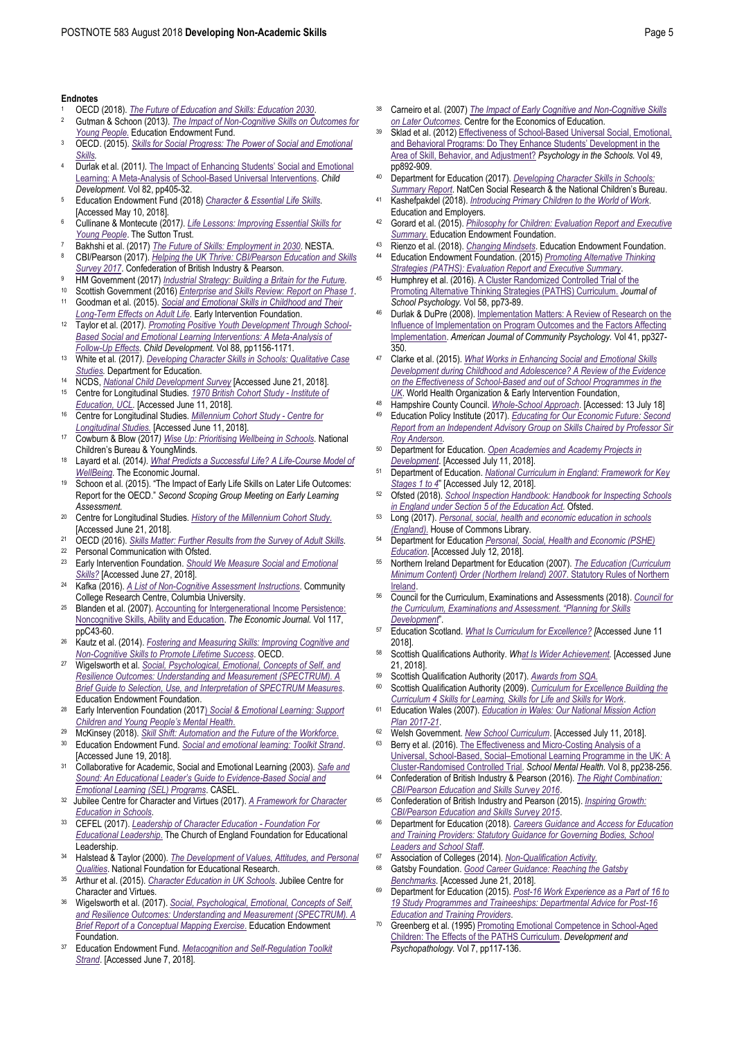## Endnotes

1. OECD (2018). *The Future of Education and Skills: Education 2030*.
2. Gutman & Schoon (2013). *The Impact of Non-Cognitive Skills on Outcomes for Young People.* Education Endowment Fund.
3. OECD. (2015). *Skills for Social Progress: The Power of Social and Emotional Skills.*
4. Durlak et al. (2011). The Impact of Enhancing Students' Social and Emotional Learning: A Meta-Analysis of School-Based Universal Interventions. *Child Development.* Vol 82, pp405-32.
5. Education Endowment Fund (2018) *Character & Essential Life Skills*. [Accessed May 10, 2018].
6. Cullinane & Montecute (2017). *Life Lessons: Improving Essential Skills for Young People*. The Sutton Trust.
7. Bakhshi et al. (2017) *The Future of Skills: Employment in 2030*. NESTA.
8. CBI/Pearson (2017). *Helping the UK Thrive: CBI/Pearson Education and Skills Survey 2017*. Confederation of British Industry & Pearson.
9. HM Government (2017) *Industrial Strategy: Building a Britain for the Future*.
10. Scottish Government (2016) *Enterprise and Skills Review: Report on Phase 1*.
11. Goodman et al. (2015). *Social and Emotional Skills in Childhood and Their Long-Term Effects on Adult Life*. Early Intervention Foundation.
12. Taylor et al. (2017). *Promoting Positive Youth Development Through School-Based Social and Emotional Learning Interventions: A Meta-Analysis of Follow-Up Effects*. *Child Development.* Vol 88, pp1156-1171.
13. White et al. (2017). *Developing Character Skills in Schools: Qualitative Case Studies.* Department for Education.
14. NCDS, *National Child Development Survey* [Accessed June 21, 2018].
15. Centre for Longitudinal Studies. *1970 British Cohort Study - Institute of Education, UCL*. [Accessed June 11, 2018].
16. Centre for Longitudinal Studies. *Millennium Cohort Study - Centre for Longitudinal Studies.* [Accessed June 11, 2018].
17. Cowburn & Blow (2017) *Wise Up: Prioritising Wellbeing in Schools.* National Children's Bureau & YoungMinds.
18. Layard et al. (2014). *What Predicts a Successful Life? A Life-Course Model of WellBeing*. The Economic Journal.
19. Schoon et al. (2015). "The Impact of Early Life Skills on Later Life Outcomes: Report for the OECD." *Second Scoping Group Meeting on Early Learning Assessment.*
20. Centre for Longitudinal Studies. *History of the Millennium Cohort Study.* [Accessed June 21, 2018].
21. OECD (2016). *Skills Matter: Further Results from the Survey of Adult Skills*.
22. Personal Communication with Ofsted.
23. Early Intervention Foundation. *Should We Measure Social and Emotional Skills?* [Accessed June 27, 2018].
24. Kafka (2016). *A List of Non-Cognitive Assessment Instructions*. Community College Research Centre, Columbia University.
25. Blanden et al. (2007). Accounting for Intergenerational Income Persistence: Noncognitive Skills, Ability and Education. *The Economic Journal.* Vol 117, ppC43-60.
26. Kautz et al. (2014). *Fostering and Measuring Skills: Improving Cognitive and Non-Cognitive Skills to Promote Lifetime Success*. OECD.
27. Wigelsworth et al. *Social, Psychological, Emotional, Concepts of Self, and Resilience Outcomes: Understanding and Measurement (SPECTRUM). A Brief Guide to Selection, Use, and Interpretation of SPECTRUM Measures*. Education Endowment Foundation.
28. Early Intervention Foundation (2017) *Social & Emotional Learning: Support Children and Young People's Mental Health.*
29. McKinsey (2018). *Skill Shift: Automation and the Future of the Workforce*.
30. Education Endowment Fund. *Social and emotional learning: Toolkit Strand*. [Accessed June 19, 2018].
31. Collaborative for Academic, Social and Emotional Learning (2003). *Safe and Sound: An Educational Leader's Guide to Evidence-Based Social and Emotional Learning (SEL) Programs*. CASEL.
32. Jubilee Centre for Character and Virtues (2017). *A Framework for Character Education in Schools*.
33. CEFEL (2017). *Leadership of Character Education - Foundation For Educational Leadership*. The Church of England Foundation for Educational Leadership.
34. Halstead & Taylor (2000). *The Development of Values, Attitudes, and Personal Qualities*. National Foundation for Educational Research.
35. Arthur et al. (2015). *Character Education in UK Schools*. Jubilee Centre for Character and Virtues.
36. Wigelsworth et al. (2017). *Social, Psychological, Emotional, Concepts of Self, and Resilience Outcomes: Understanding and Measurement (SPECTRUM). A Brief Report of a Conceptual Mapping Exercise.* Education Endowment Foundation.
37. Education Endowment Fund. *Metacognition and Self-Regulation Toolkit Strand*. [Accessed June 7, 2018].
38. Carneiro et al. (2007) *The Impact of Early Cognitive and Non-Cognitive Skills on Later Outcomes*. Centre for the Economics of Education.
39. Sklad et al. (2012) Effectiveness of School-Based Universal Social, Emotional, and Behavioral Programs: Do They Enhance Students' Development in the Area of Skill, Behavior, and Adjustment? *Psychology in the Schools.* Vol 49, pp892-909.
40. Department for Education (2017). *Developing Character Skills in Schools: Summary Report*. NatCen Social Research & the National Children's Bureau.
41. Kashefpakdel (2018). *Introducing Primary Children to the World of Work*. Education and Employers.
42. Gorard et al. (2015). *Philosophy for Children: Evaluation Report and Executive Summary.* Education Endowment Foundation.
43. Rienzo et al. (2018). *Changing Mindsets*. Education Endowment Foundation.
44. Education Endowment Foundation. (2015) *Promoting Alternative Thinking Strategies (PATHS): Evaluation Report and Executive Summary*.
45. Humphrey et al. (2016). A Cluster Randomized Controlled Trial of the Promoting Alternative Thinking Strategies (PATHS) Curriculum. *Journal of School Psychology.* Vol 58, pp73-89.
46. Durlak & DuPre (2008). Implementation Matters: A Review of Research on the Influence of Implementation on Program Outcomes and the Factors Affecting Implementation. *American Journal of Community Psychology.* Vol 41, pp327-350.
47. Clarke et al. (2015). *What Works in Enhancing Social and Emotional Skills Development during Childhood and Adolescence? A Review of the Evidence on the Effectiveness of School-Based and out of School Programmes in the UK*. World Health Organization & Early Intervention Foundation.
48. Hampshire County Council. *Whole-School Approach*. [Accessed: 13 July 18]
49. Education Policy Institute (2017). *Educating for Our Economic Future: Second Report from an Independent Advisory Group on Skills Chaired by Professor Sir Roy Anderson.*
50. Department for Education. *Open Academies and Academy Projects in Development*. [Accessed July 11, 2018].
51. Department of Education. *National Curriculum in England: Framework for Key Stages 1 to 4*" [Accessed July 12, 2018].
52. Ofsted (2018). *School Inspection Handbook: Handbook for Inspecting Schools in England under Section 5 of the Education Act*. Ofsted.
53. Long (2017). *Personal, social, health and economic education in schools (England).* House of Commons Library.
54. Department for Education *Personal, Social, Health and Economic (PSHE) Education*. [Accessed July 12, 2018].
55. Northern Ireland Department for Education (2007). *The Education (Curriculum Minimum Content) Order (Northern Ireland) 2007*. Statutory Rules of Northern Ireland.
56. Council for the Curriculum, Examinations and Assessments (2018). *Council for the Curriculum, Examinations and Assessment. "Planning for Skills Development"*.
57. Education Scotland. *What Is Curriculum for Excellence?* [Accessed June 11 2018].
58. Scottish Qualifications Authority. *What Is Wider Achievement.* [Accessed June 21, 2018].
59. Scottish Qualification Authority (2017). *Awards from SQA.*
60. Scottish Qualification Authority (2009). *Curriculum for Excellence Building the Curriculum 4 Skills for Learning, Skills for Life and Skills for Work*.
61. Education Wales (2007). *Education in Wales: Our National Mission Action Plan 2017-21*.
62. Welsh Government. *New School Curriculum*. [Accessed July 11, 2018].
63. Berry et al. (2016). The Effectiveness and Micro-Costing Analysis of a Universal, School-Based, Social–Emotional Learning Programme in the UK: A Cluster-Randomised Controlled Trial. *School Mental Health.* Vol 8, pp238-256.
64. Confederation of British Industry & Pearson (2016). *The Right Combination: CBI/Pearson Education and Skills Survey 2016*.
65. Confederation of British Industry and Pearson (2015). *Inspiring Growth: CBI/Pearson Education and Skills Survey 2015*.
66. Department for Education (2018). *Careers Guidance and Access for Education and Training Providers: Statutory Guidance for Governing Bodies, School Leaders and School Staff*.
67. Association of Colleges (2014). *Non-Qualification Activity.*
68. Gatsby Foundation. *Good Career Guidance: Reaching the Gatsby Benchmarks*. [Accessed June 21, 2018].
69. Department for Education (2015). *Post-16 Work Experience as a Part of 16 to 19 Study Programmes and Traineeships: Departmental Advice for Post-16 Education and Training Providers*.
70. Greenberg et al. (1995) Promoting Emotional Competence in School-Aged Children: The Effects of the PATHS Curriculum. *Development and Psychopathology.* Vol 7, pp117-136.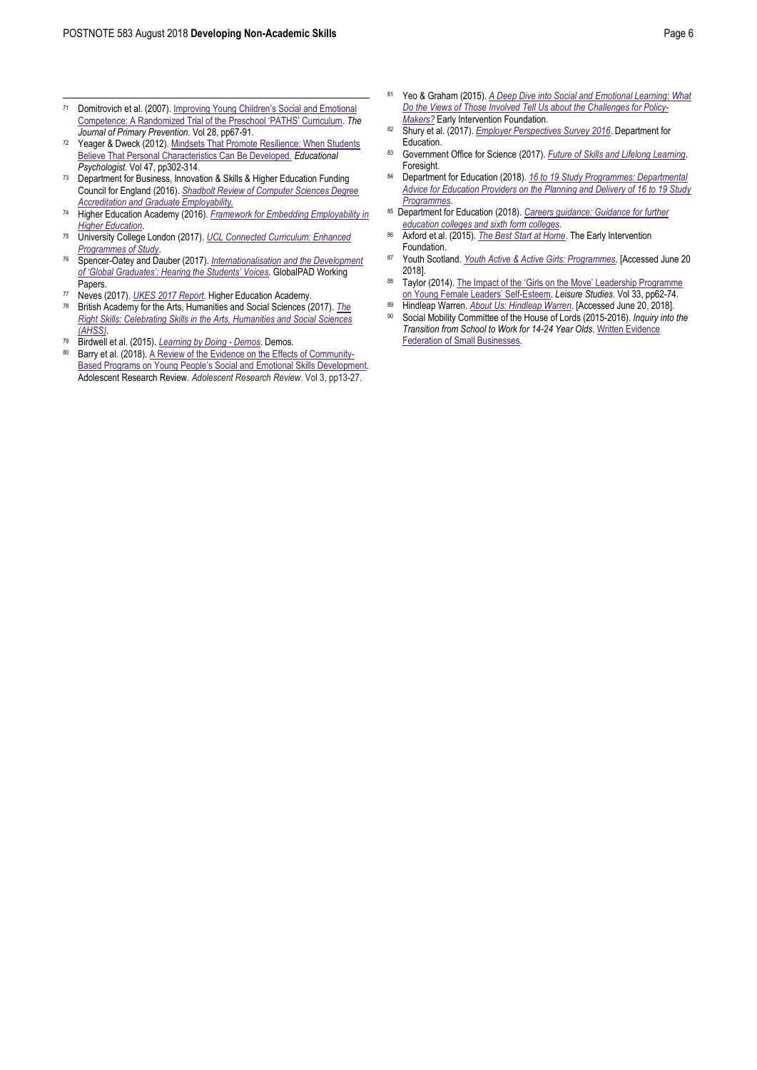71. Domitrovich et al. (2007). Improving Young Children's Social and Emotional Competence: A Randomized Trial of the Preschool 'PATHS' Curriculum. *The Journal of Primary Prevention*. Vol 28, pp67-91.
72. Yeager & Dweck (2012). Mindsets That Promote Resilience: When Students Believe That Personal Characteristics Can Be Developed. *Educational Psychologist*. Vol 47, pp302-314.
73. Department for Business, Innovation & Skills & Higher Education Funding Council for England (2016). *Shadbolt Review of Computer Sciences Degree Accreditation and Graduate Employability*.
74. Higher Education Academy (2016). *Framework for Embedding Employability in Higher Education*.
75. University College London (2017). *UCL Connected Curriculum: Enhanced Programmes of Study*.
76. Spencer-Oatey and Dauber (2017). *Internationalisation and the Development of 'Global Graduates': Hearing the Students' Voices*. GlobalPAD Working Papers.
77. Neves (2017). *UKES 2017 Report*. Higher Education Academy.
78. British Academy for the Arts, Humanities and Social Sciences (2017). *The Right Skills: Celebrating Skills in the Arts, Humanities and Social Sciences (AHSS)*.
79. Birdwell et al. (2015). *Learning by Doing - Demos*. Demos.
80. Barry et al. (2018). A Review of the Evidence on the Effects of Community-Based Programs on Young People's Social and Emotional Skills Development. Adolescent Research Review. *Adolescent Research Review*. Vol 3, pp13-27.
81. Yeo & Graham (2015). *A Deep Dive into Social and Emotional Learning: What Do the Views of Those Involved Tell Us about the Challenges for Policy-Makers?* Early Intervention Foundation.
82. Shury et al. (2017). *Employer Perspectives Survey 2016*. Department for Education.
83. Government Office for Science (2017). *Future of Skills and Lifelong Learning*. Foresight.
84. Department for Education (2018). *16 to 19 Study Programmes: Departmental Advice for Education Providers on the Planning and Delivery of 16 to 19 Study Programmes*.
85. Department for Education (2018). *Careers guidance: Guidance for further education colleges and sixth form colleges*.
86. Axford et al. (2015). *The Best Start at Home*. The Early Intervention Foundation.
87. Youth Scotland. *Youth Active & Active Girls: Programmes*. [Accessed June 20 2018].
88. Taylor (2014). The Impact of the 'Girls on the Move' Leadership Programme on Young Female Leaders' Self-Esteem. *Leisure Studies*. Vol 33, pp62-74.
89. Hindleap Warren. *About Us: Hindleap Warren*. [Accessed June 20, 2018].
90. Social Mobility Committee of the House of Lords (2015-2016). *Inquiry into the Transition from School to Work for 14-24 Year Olds*. Written Evidence Federation of Small Businesses.